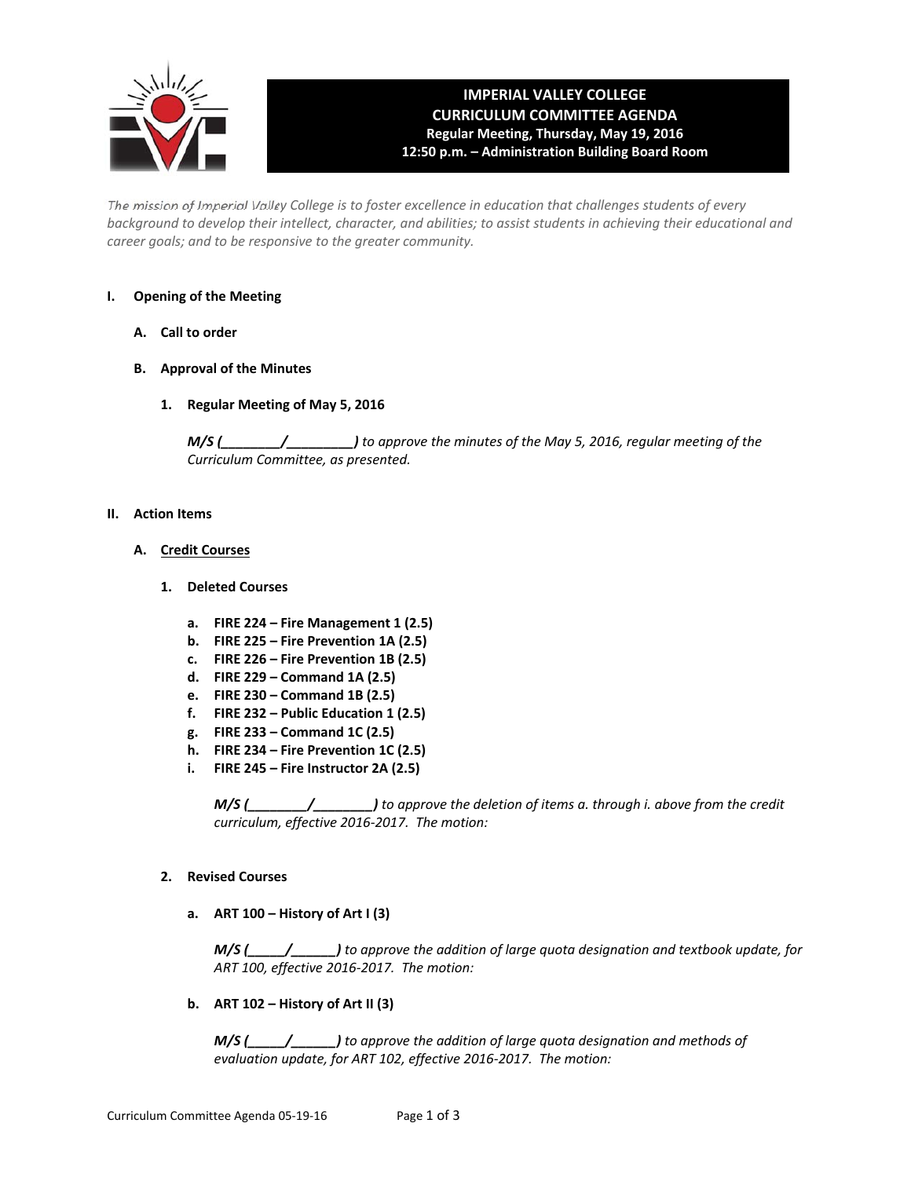# IMPERIAL VALLEY COLLEGE
## CURRICULUM COMMITTEE AGENDA
**Regular Meeting, Thursday, May 19, 2016**
**12:50 p.m. – Administration Building Board Room**

*The mission of Imperial Valley College is to foster excellence in education that challenges students of every background to develop their intellect, character, and abilities; to assist students in achieving their educational and career goals; and to be responsive to the greater community.*

## I. Opening of the Meeting

### A. Call to order

### B. Approval of the Minutes

**1. Regular Meeting of May 5, 2016**

***M/S (________/________)*** *to approve the minutes of the May 5, 2016, regular meeting of the Curriculum Committee, as presented.*

## II. Action Items

### A. Credit Courses

**1. Deleted Courses**

- **a. FIRE 224 – Fire Management 1 (2.5)**
- **b. FIRE 225 – Fire Prevention 1A (2.5)**
- **c. FIRE 226 – Fire Prevention 1B (2.5)**
- **d. FIRE 229 – Command 1A (2.5)**
- **e. FIRE 230 – Command 1B (2.5)**
- **f. FIRE 232 – Public Education 1 (2.5)**
- **g. FIRE 233 – Command 1C (2.5)**
- **h. FIRE 234 – Fire Prevention 1C (2.5)**
- **i. FIRE 245 – Fire Instructor 2A (2.5)**

***M/S (________/________)*** *to approve the deletion of items a. through i. above from the credit curriculum, effective 2016-2017. The motion:*

**2. Revised Courses**

**a. ART 100 – History of Art I (3)**

***M/S (_____/______)*** *to approve the addition of large quota designation and textbook update, for ART 100, effective 2016-2017. The motion:*

**b. ART 102 – History of Art II (3)**

***M/S (_____/______)*** *to approve the addition of large quota designation and methods of evaluation update, for ART 102, effective 2016-2017. The motion:*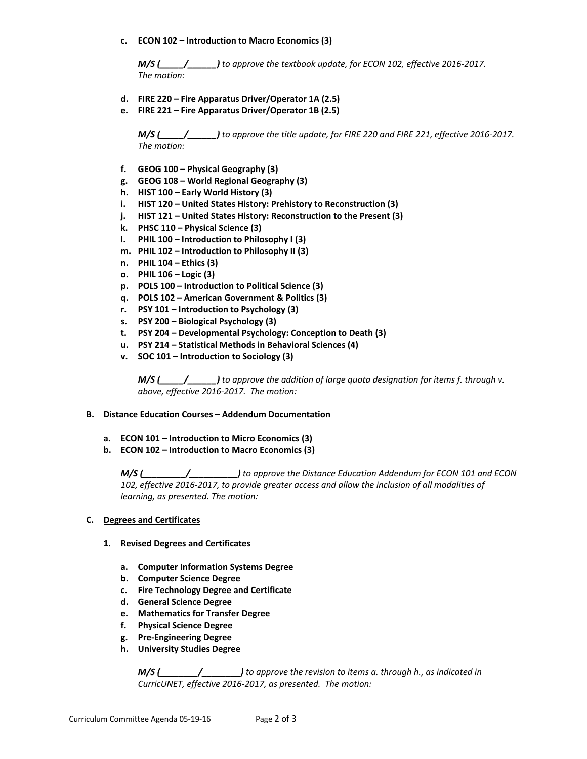c. **ECON 102 – Introduction to Macro Economics (3)**

***M/S (_____/______)*** *to approve the textbook update, for ECON 102, effective 2016-2017. The motion:*

d. **FIRE 220 – Fire Apparatus Driver/Operator 1A (2.5)**
e. **FIRE 221 – Fire Apparatus Driver/Operator 1B (2.5)**

***M/S (_____/______)*** *to approve the title update, for FIRE 220 and FIRE 221, effective 2016-2017. The motion:*

f. **GEOG 100 – Physical Geography (3)**
g. **GEOG 108 – World Regional Geography (3)**
h. **HIST 100 – Early World History (3)**
i. **HIST 120 – United States History: Prehistory to Reconstruction (3)**
j. **HIST 121 – United States History: Reconstruction to the Present (3)**
k. **PHSC 110 – Physical Science (3)**
l. **PHIL 100 – Introduction to Philosophy I (3)**
m. **PHIL 102 – Introduction to Philosophy II (3)**
n. **PHIL 104 – Ethics (3)**
o. **PHIL 106 – Logic (3)**
p. **POLS 100 – Introduction to Political Science (3)**
q. **POLS 102 – American Government & Politics (3)**
r. **PSY 101 – Introduction to Psychology (3)**
s. **PSY 200 – Biological Psychology (3)**
t. **PSY 204 – Developmental Psychology: Conception to Death (3)**
u. **PSY 214 – Statistical Methods in Behavioral Sciences (4)**
v. **SOC 101 – Introduction to Sociology (3)**

***M/S (_____/______)*** *to approve the addition of large quota designation for items f. through v. above, effective 2016-2017. The motion:*

**B. <u>Distance Education Courses – Addendum Documentation</u>**

a. **ECON 101 – Introduction to Micro Economics (3)**
b. **ECON 102 – Introduction to Macro Economics (3)**

***M/S (_________/__________)*** *to approve the Distance Education Addendum for ECON 101 and ECON 102, effective 2016-2017, to provide greater access and allow the inclusion of all modalities of learning, as presented. The motion:*

**C. <u>Degrees and Certificates</u>**

**1. Revised Degrees and Certificates**

a. **Computer Information Systems Degree**
b. **Computer Science Degree**
c. **Fire Technology Degree and Certificate**
d. **General Science Degree**
e. **Mathematics for Transfer Degree**
f. **Physical Science Degree**
g. **Pre-Engineering Degree**
h. **University Studies Degree**

***M/S (________/________)*** *to approve the revision to items a. through h., as indicated in CurricUNET, effective 2016-2017, as presented. The motion:*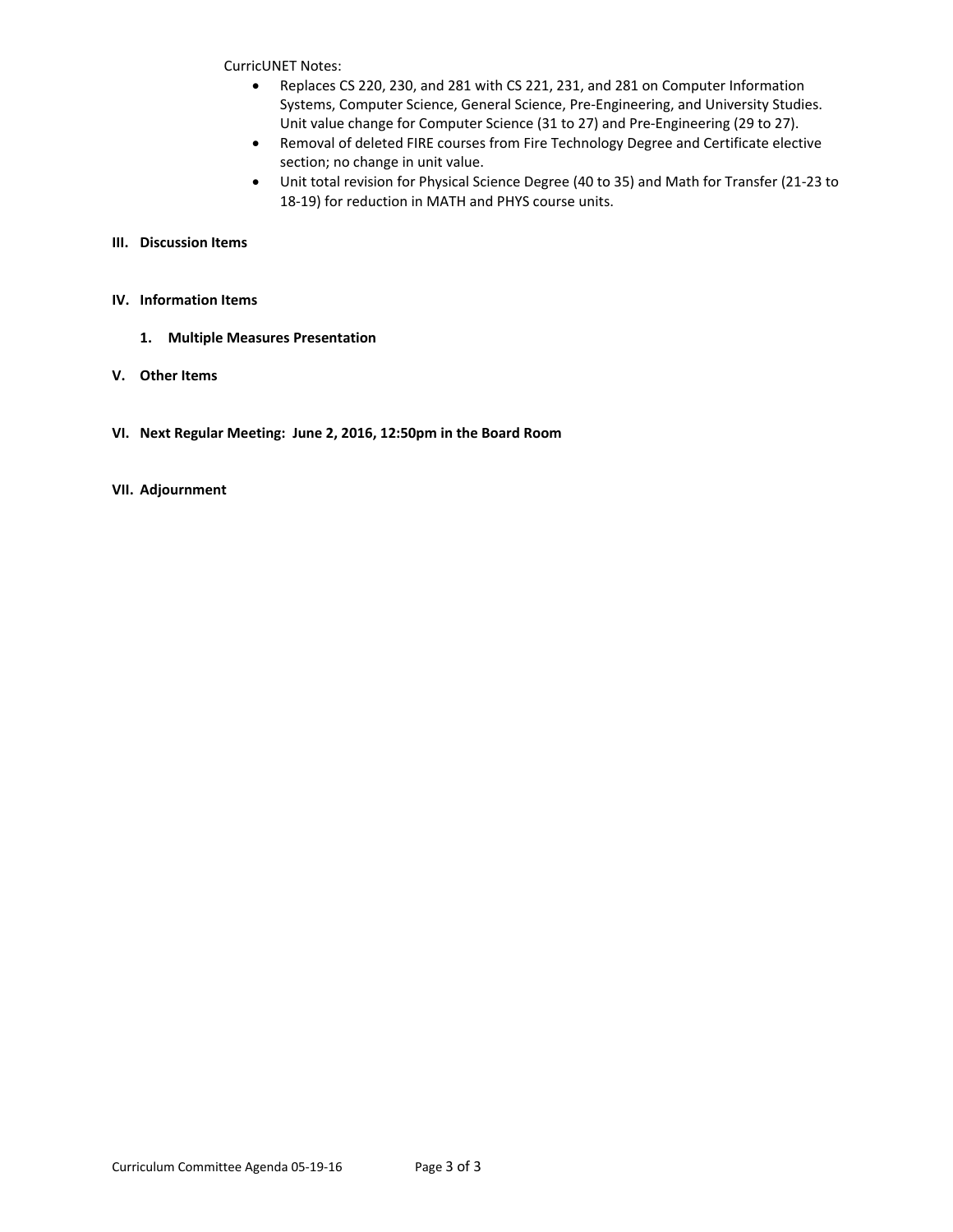CurricUNET Notes:

- Replaces CS 220, 230, and 281 with CS 221, 231, and 281 on Computer Information Systems, Computer Science, General Science, Pre-Engineering, and University Studies. Unit value change for Computer Science (31 to 27) and Pre-Engineering (29 to 27).
- Removal of deleted FIRE courses from Fire Technology Degree and Certificate elective section; no change in unit value.
- Unit total revision for Physical Science Degree (40 to 35) and Math for Transfer (21-23 to 18-19) for reduction in MATH and PHYS course units.

## III. Discussion Items

## IV. Information Items

### 1. Multiple Measures Presentation

## V. Other Items

## VI. Next Regular Meeting: June 2, 2016, 12:50pm in the Board Room

## VII. Adjournment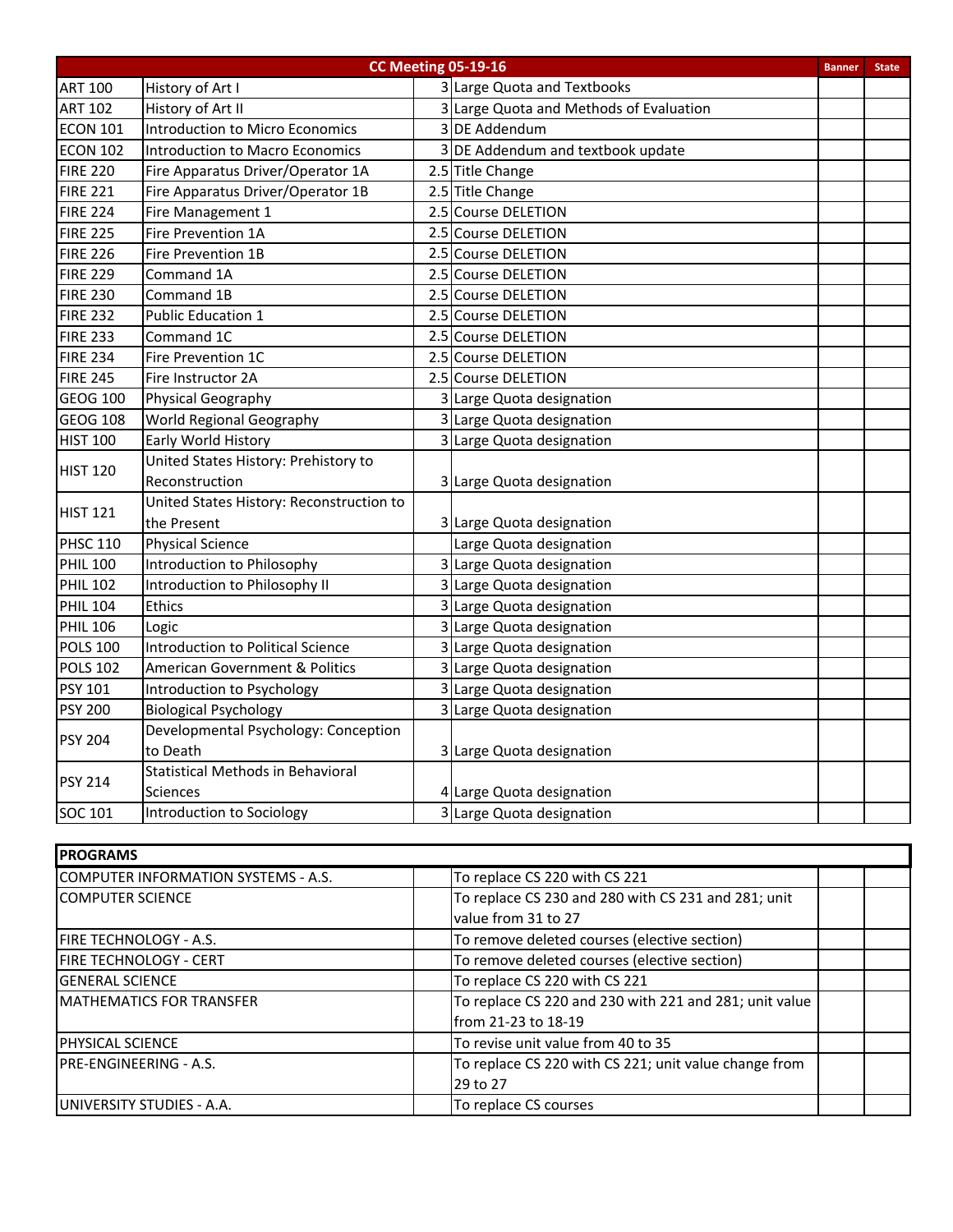| CC Meeting 05-19-16 | | | | Banner | State |
|---|---|---|---|---|---|
| ART 100 | History of Art I | 3 | Large Quota and Textbooks | | |
| ART 102 | History of Art II | 3 | Large Quota and Methods of Evaluation | | |
| ECON 101 | Introduction to Micro Economics | 3 | DE Addendum | | |
| ECON 102 | Introduction to Macro Economics | 3 | DE Addendum and textbook update | | |
| FIRE 220 | Fire Apparatus Driver/Operator 1A | 2.5 | Title Change | | |
| FIRE 221 | Fire Apparatus Driver/Operator 1B | 2.5 | Title Change | | |
| FIRE 224 | Fire Management 1 | 2.5 | Course DELETION | | |
| FIRE 225 | Fire Prevention 1A | 2.5 | Course DELETION | | |
| FIRE 226 | Fire Prevention 1B | 2.5 | Course DELETION | | |
| FIRE 229 | Command 1A | 2.5 | Course DELETION | | |
| FIRE 230 | Command 1B | 2.5 | Course DELETION | | |
| FIRE 232 | Public Education 1 | 2.5 | Course DELETION | | |
| FIRE 233 | Command 1C | 2.5 | Course DELETION | | |
| FIRE 234 | Fire Prevention 1C | 2.5 | Course DELETION | | |
| FIRE 245 | Fire Instructor 2A | 2.5 | Course DELETION | | |
| GEOG 100 | Physical Geography | 3 | Large Quota designation | | |
| GEOG 108 | World Regional Geography | 3 | Large Quota designation | | |
| HIST 100 | Early World History | 3 | Large Quota designation | | |
| HIST 120 | United States History: Prehistory to Reconstruction | 3 | Large Quota designation | | |
| HIST 121 | United States History: Reconstruction to the Present | 3 | Large Quota designation | | |
| PHSC 110 | Physical Science | | Large Quota designation | | |
| PHIL 100 | Introduction to Philosophy | 3 | Large Quota designation | | |
| PHIL 102 | Introduction to Philosophy II | 3 | Large Quota designation | | |
| PHIL 104 | Ethics | 3 | Large Quota designation | | |
| PHIL 106 | Logic | 3 | Large Quota designation | | |
| POLS 100 | Introduction to Political Science | 3 | Large Quota designation | | |
| POLS 102 | American Government & Politics | 3 | Large Quota designation | | |
| PSY 101 | Introduction to Psychology | 3 | Large Quota designation | | |
| PSY 200 | Biological Psychology | 3 | Large Quota designation | | |
| PSY 204 | Developmental Psychology: Conception to Death | 3 | Large Quota designation | | |
| PSY 214 | Statistical Methods in Behavioral Sciences | 4 | Large Quota designation | | |
| SOC 101 | Introduction to Sociology | 3 | Large Quota designation | | |

| PROGRAMS | | | | |
|---|---|---|---|---|
| COMPUTER INFORMATION SYSTEMS - A.S. | | To replace CS 220 with CS 221 | | |
| COMPUTER SCIENCE | | To replace CS 230 and 280 with CS 231 and 281; unit value from 31 to 27 | | |
| FIRE TECHNOLOGY - A.S. | | To remove deleted courses (elective section) | | |
| FIRE TECHNOLOGY - CERT | | To remove deleted courses (elective section) | | |
| GENERAL SCIENCE | | To replace CS 220 with CS 221 | | |
| MATHEMATICS FOR TRANSFER | | To replace CS 220 and 230 with 221 and 281; unit value from 21-23 to 18-19 | | |
| PHYSICAL SCIENCE | | To revise unit value from 40 to 35 | | |
| PRE-ENGINEERING - A.S. | | To replace CS 220 with CS 221; unit value change from 29 to 27 | | |
| UNIVERSITY STUDIES - A.A. | | To replace CS courses | | |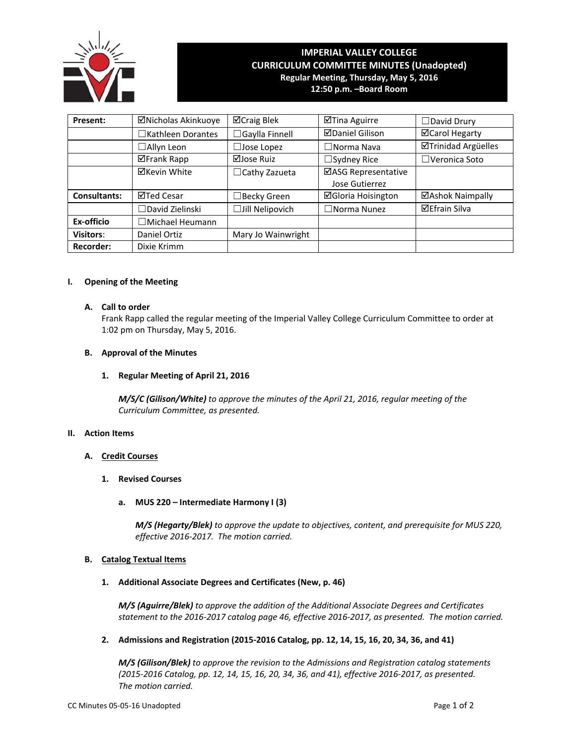# IMPERIAL VALLEY COLLEGE
## CURRICULUM COMMITTEE MINUTES (Unadopted)
**Regular Meeting, Thursday, May 5, 2016**
**12:50 p.m. –Board Room**

| | | | | |
|---|---|---|---|---|
| **Present:** | ☑Nicholas Akinkuoye | ☑Craig Blek | ☑Tina Aguirre | ☐David Drury |
| | ☐Kathleen Dorantes | ☐Gaylla Finnell | ☑Daniel Gilison | ☑Carol Hegarty |
| | ☐Allyn Leon | ☐Jose Lopez | ☐Norma Nava | ☑Trinidad Argüelles |
| | ☑Frank Rapp | ☑Jose Ruiz | ☐Sydney Rice | ☐Veronica Soto |
| | ☑Kevin White | ☐Cathy Zazueta | ☑ASG Representative Jose Gutierrez | |
| **Consultants:** | ☑Ted Cesar | ☐Becky Green | ☑Gloria Hoisington | ☑Ashok Naimpally |
| | ☐David Zielinski | ☐Jill Nelipovich | ☐Norma Nunez | ☑Efrain Silva |
| **Ex-officio** | ☐Michael Heumann | | | |
| **Visitors:** | Daniel Ortiz | Mary Jo Wainwright | | |
| **Recorder:** | Dixie Krimm | | | |

## I. Opening of the Meeting

### A. Call to order

Frank Rapp called the regular meeting of the Imperial Valley College Curriculum Committee to order at 1:02 pm on Thursday, May 5, 2016.

### B. Approval of the Minutes

#### 1. Regular Meeting of April 21, 2016

***M/S/C (Gilison/White)*** *to approve the minutes of the April 21, 2016, regular meeting of the Curriculum Committee, as presented.*

## II. Action Items

### A. Credit Courses

#### 1. Revised Courses

**a. MUS 220 – Intermediate Harmony I (3)**

***M/S (Hegarty/Blek)*** *to approve the update to objectives, content, and prerequisite for MUS 220, effective 2016-2017. The motion carried.*

### B. Catalog Textual Items

#### 1. Additional Associate Degrees and Certificates (New, p. 46)

***M/S (Aguirre/Blek)*** *to approve the addition of the Additional Associate Degrees and Certificates statement to the 2016-2017 catalog page 46, effective 2016-2017, as presented. The motion carried.*

#### 2. Admissions and Registration (2015-2016 Catalog, pp. 12, 14, 15, 16, 20, 34, 36, and 41)

***M/S (Gilison/Blek)*** *to approve the revision to the Admissions and Registration catalog statements (2015-2016 Catalog, pp. 12, 14, 15, 16, 20, 34, 36, and 41), effective 2016-2017, as presented. The motion carried.*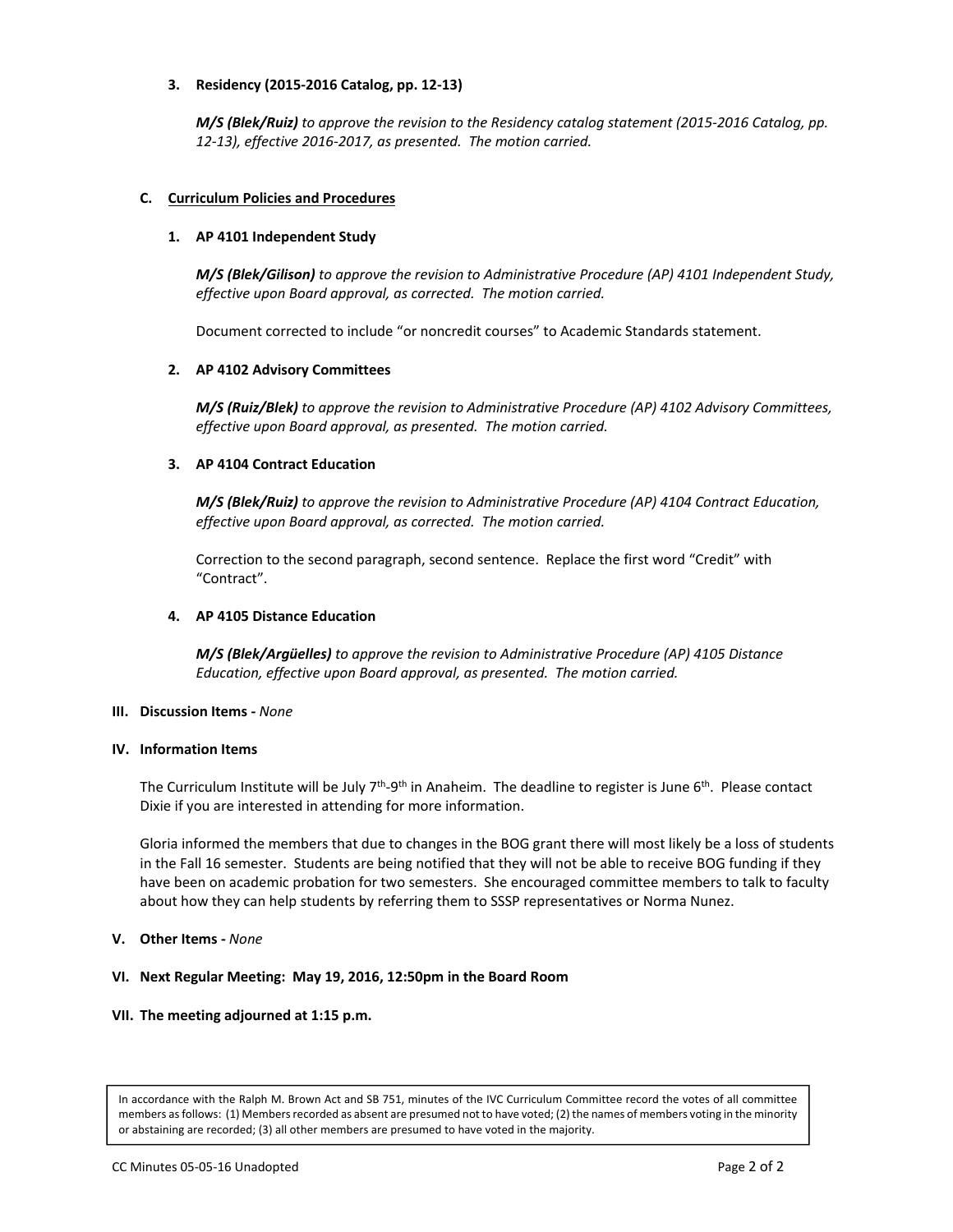**3. Residency (2015-2016 Catalog, pp. 12-13)**

***M/S (Blek/Ruiz)*** *to approve the revision to the Residency catalog statement (2015-2016 Catalog, pp. 12-13), effective 2016-2017, as presented. The motion carried.*

**C. <u>Curriculum Policies and Procedures</u>**

**1. AP 4101 Independent Study**

***M/S (Blek/Gilison)*** *to approve the revision to Administrative Procedure (AP) 4101 Independent Study, effective upon Board approval, as corrected. The motion carried.*

Document corrected to include "or noncredit courses" to Academic Standards statement.

**2. AP 4102 Advisory Committees**

***M/S (Ruiz/Blek)*** *to approve the revision to Administrative Procedure (AP) 4102 Advisory Committees, effective upon Board approval, as presented. The motion carried.*

**3. AP 4104 Contract Education**

***M/S (Blek/Ruiz)*** *to approve the revision to Administrative Procedure (AP) 4104 Contract Education, effective upon Board approval, as corrected. The motion carried.*

Correction to the second paragraph, second sentence. Replace the first word "Credit" with "Contract".

**4. AP 4105 Distance Education**

***M/S (Blek/Argüelles)*** *to approve the revision to Administrative Procedure (AP) 4105 Distance Education, effective upon Board approval, as presented. The motion carried.*

**III. Discussion Items -** *None*

**IV. Information Items**

The Curriculum Institute will be July 7th-9th in Anaheim. The deadline to register is June 6th. Please contact Dixie if you are interested in attending for more information.

Gloria informed the members that due to changes in the BOG grant there will most likely be a loss of students in the Fall 16 semester. Students are being notified that they will not be able to receive BOG funding if they have been on academic probation for two semesters. She encouraged committee members to talk to faculty about how they can help students by referring them to SSSP representatives or Norma Nunez.

**V. Other Items -** *None*

**VI. Next Regular Meeting: May 19, 2016, 12:50pm in the Board Room**

**VII. The meeting adjourned at 1:15 p.m.**

In accordance with the Ralph M. Brown Act and SB 751, minutes of the IVC Curriculum Committee record the votes of all committee members as follows: (1) Members recorded as absent are presumed not to have voted; (2) the names of members voting in the minority or abstaining are recorded; (3) all other members are presumed to have voted in the majority.

CC Minutes 05-05-16 Unadopted